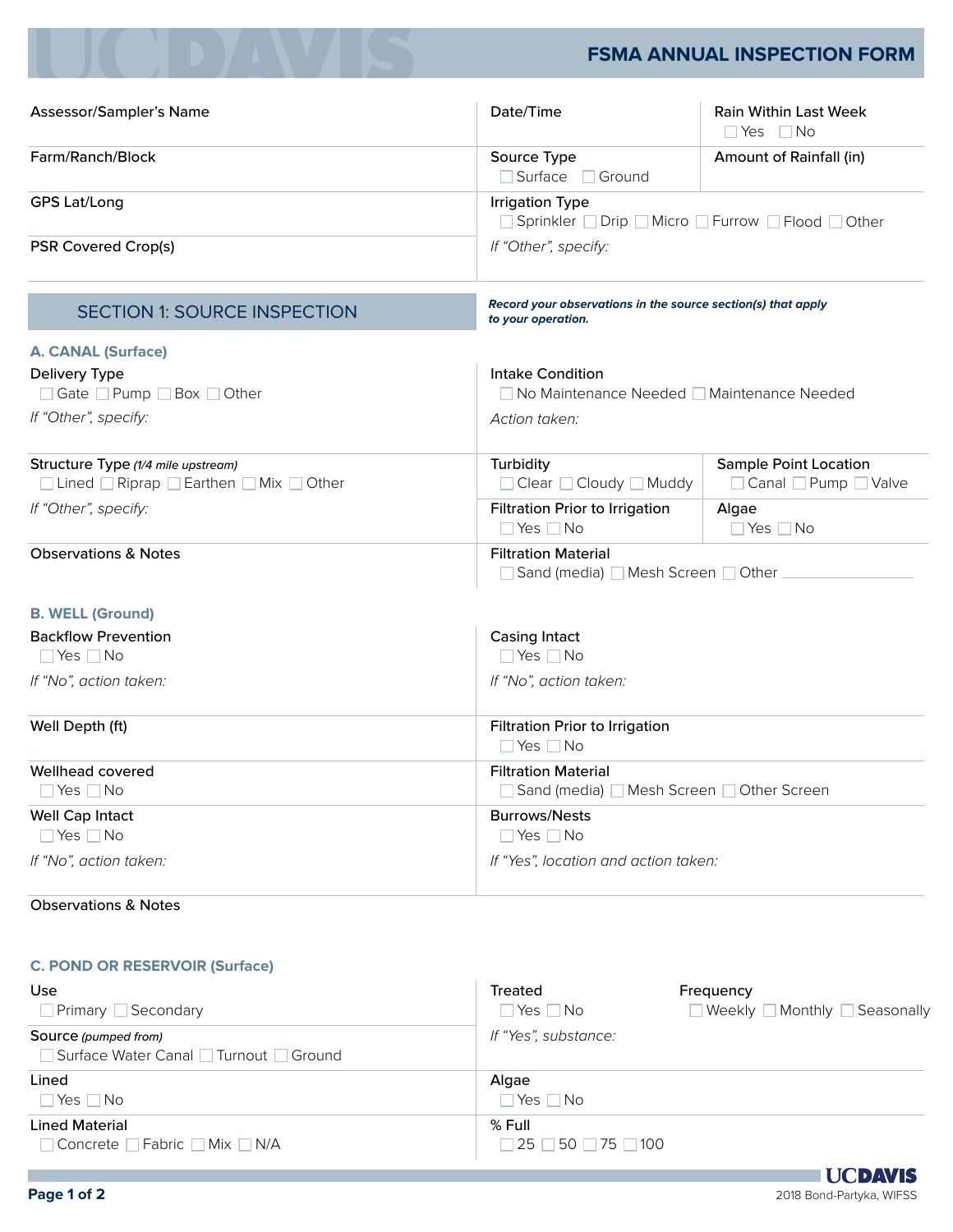# FSMA ANNUAL INSPECTION FORM

| Assessor/Sampler's Name | Date/Time | Rain Within Last Week<br>☐ Yes ☐ No |
| --- | --- | --- |
| Farm/Ranch/Block | Source Type<br>☐ Surface ☐ Ground | Amount of Rainfall (in) |
| GPS Lat/Long | Irrigation Type<br>☐ Sprinkler ☐ Drip ☐ Micro ☐ Furrow ☐ Flood ☐ Other | |
| PSR Covered Crop(s) | *If "Other", specify:* | |

## SECTION 1: SOURCE INSPECTION

***Record your observations in the source section(s) that apply to your operation.***

### A. CANAL (Surface)

**Delivery Type**
☐ Gate ☐ Pump ☐ Box ☐ Other

*If "Other", specify:*

**Intake Condition**
☐ No Maintenance Needed ☐ Maintenance Needed

*Action taken:*

**Structure Type** *(1/4 mile upstream)*
☐ Lined ☐ Riprap ☐ Earthen ☐ Mix ☐ Other

*If "Other", specify:*

**Turbidity**
☐ Clear ☐ Cloudy ☐ Muddy

**Sample Point Location**
☐ Canal ☐ Pump ☐ Valve

**Filtration Prior to Irrigation**
☐ Yes ☐ No

**Algae**
☐ Yes ☐ No

**Observations & Notes**

**Filtration Material**
☐ Sand (media) ☐ Mesh Screen ☐ Other ________

### B. WELL (Ground)

**Backflow Prevention**
☐ Yes ☐ No

*If "No", action taken:*

**Casing Intact**
☐ Yes ☐ No

*If "No", action taken:*

**Well Depth (ft)**

**Filtration Prior to Irrigation**
☐ Yes ☐ No

**Wellhead covered**
☐ Yes ☐ No

**Filtration Material**
☐ Sand (media) ☐ Mesh Screen ☐ Other Screen

**Well Cap Intact**
☐ Yes ☐ No

*If "No", action taken:*

**Burrows/Nests**
☐ Yes ☐ No

*If "Yes", location and action taken:*

**Observations & Notes**

### C. POND OR RESERVOIR (Surface)

**Use**
☐ Primary ☐ Secondary

**Treated**
☐ Yes ☐ No

**Frequency**
☐ Weekly ☐ Monthly ☐ Seasonally

**Source** *(pumped from)*
☐ Surface Water Canal ☐ Turnout ☐ Ground

*If "Yes", substance:*

**Lined**
☐ Yes ☐ No

**Algae**
☐ Yes ☐ No

**Lined Material**
☐ Concrete ☐ Fabric ☐ Mix ☐ N/A

**% Full**
☐ 25 ☐ 50 ☐ 75 ☐ 100

2018 Bond-Partyka, WIFSS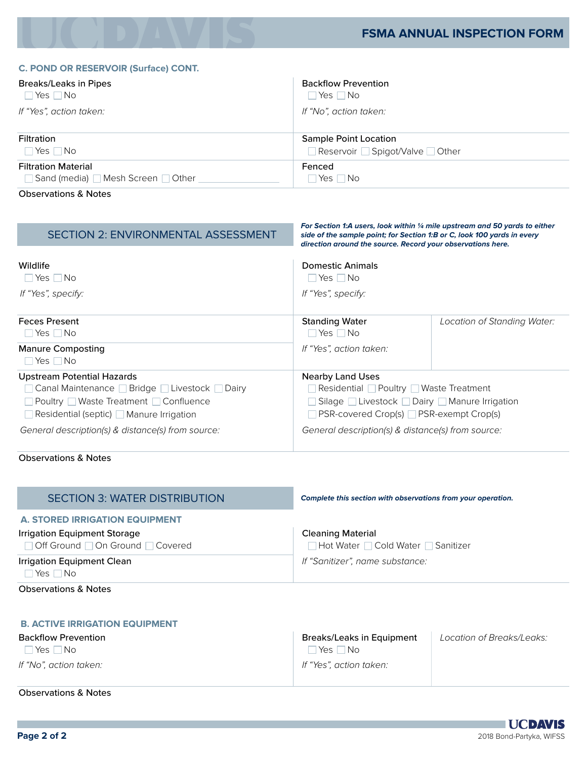## C. POND OR RESERVOIR (Surface) CONT.

Breaks/Leaks in Pipes
☐ Yes ☐ No
*If "Yes", action taken:*

Backflow Prevention
☐ Yes ☐ No
*If "No", action taken:*

Filtration
☐ Yes ☐ No

Sample Point Location
☐ Reservoir ☐ Spigot/Valve ☐ Other

Filtration Material
☐ Sand (media) ☐ Mesh Screen ☐ Other ____________

Fenced
☐ Yes ☐ No

Observations & Notes

## SECTION 2: ENVIRONMENTAL ASSESSMENT

***For Section 1:A users, look within ¼ mile upstream and 50 yards to either side of the sample point; for Section 1:B or C, look 100 yards in every direction around the source. Record your observations here.***

Wildlife
☐ Yes ☐ No
*If "Yes", specify:*

Domestic Animals
☐ Yes ☐ No
*If "Yes", specify:*

Feces Present
☐ Yes ☐ No

Standing Water
☐ Yes ☐ No
*If "Yes", action taken:*

*Location of Standing Water:*

Manure Composting
☐ Yes ☐ No

Upstream Potential Hazards
☐ Canal Maintenance ☐ Bridge ☐ Livestock ☐ Dairy
☐ Poultry ☐ Waste Treatment ☐ Confluence
☐ Residential (septic) ☐ Manure Irrigation
*General description(s) & distance(s) from source:*

Nearby Land Uses
☐ Residential ☐ Poultry ☐ Waste Treatment
☐ Silage ☐ Livestock ☐ Dairy ☐ Manure Irrigation
☐ PSR-covered Crop(s) ☐ PSR-exempt Crop(s)
*General description(s) & distance(s) from source:*

Observations & Notes

## SECTION 3: WATER DISTRIBUTION

***Complete this section with observations from your operation.***

### A. STORED IRRIGATION EQUIPMENT

Irrigation Equipment Storage
☐ Off Ground ☐ On Ground ☐ Covered

Cleaning Material
☐ Hot Water ☐ Cold Water ☐ Sanitizer
*If "Sanitizer", name substance:*

Irrigation Equipment Clean
☐ Yes ☐ No

Observations & Notes

### B. ACTIVE IRRIGATION EQUIPMENT

Backflow Prevention
☐ Yes ☐ No
*If "No", action taken:*

Breaks/Leaks in Equipment
☐ Yes ☐ No
*If "Yes", action taken:*

*Location of Breaks/Leaks:*

Observations & Notes

2018 Bond-Partyka, WIFSS